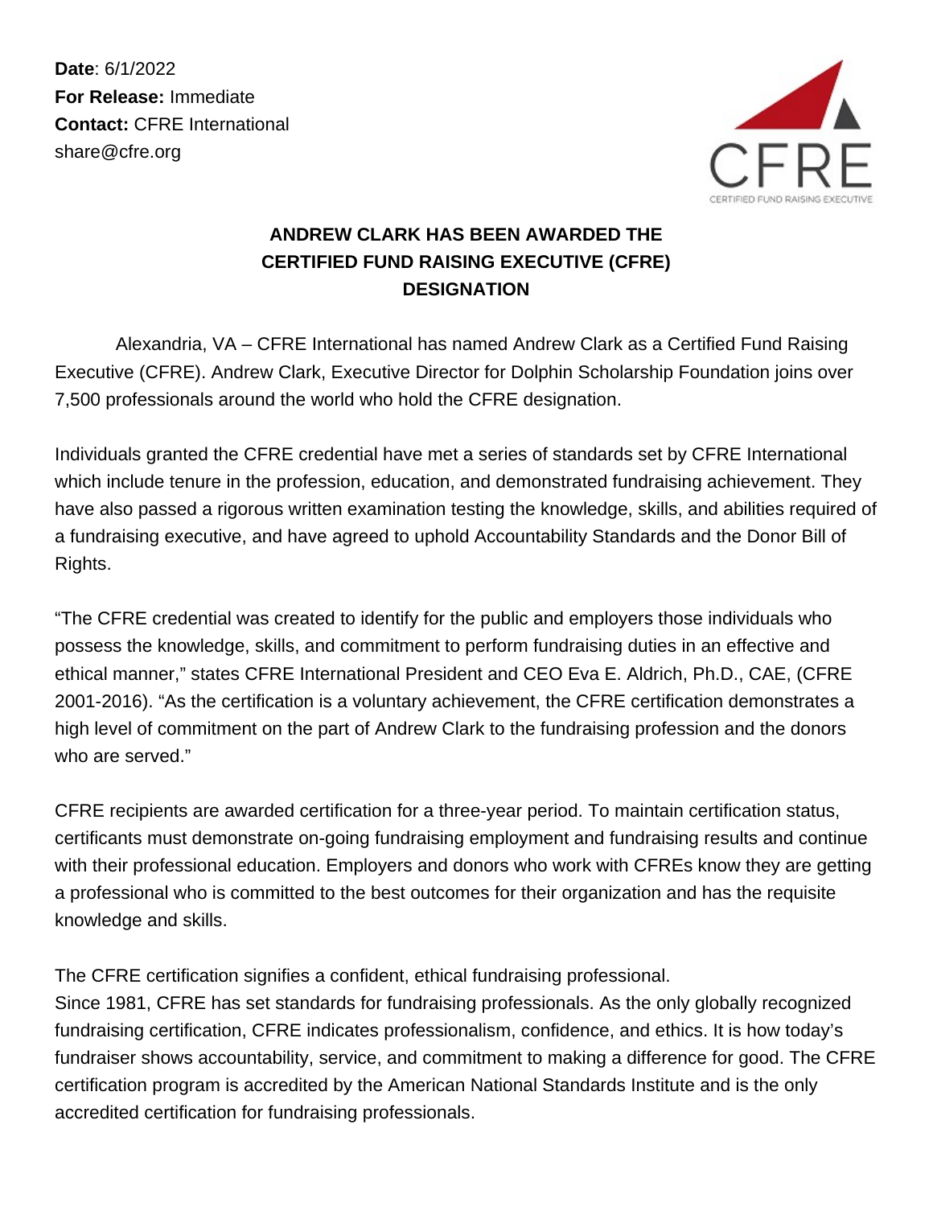**Date**: 6/1/2022
**For Release:** Immediate
**Contact:** CFRE International
share@cfre.org

CFRE
CERTIFIED FUND RAISING EXECUTIVE

# ANDREW CLARK HAS BEEN AWARDED THE CERTIFIED FUND RAISING EXECUTIVE (CFRE) DESIGNATION

Alexandria, VA – CFRE International has named Andrew Clark as a Certified Fund Raising Executive (CFRE). Andrew Clark, Executive Director for Dolphin Scholarship Foundation joins over 7,500 professionals around the world who hold the CFRE designation.

Individuals granted the CFRE credential have met a series of standards set by CFRE International which include tenure in the profession, education, and demonstrated fundraising achievement. They have also passed a rigorous written examination testing the knowledge, skills, and abilities required of a fundraising executive, and have agreed to uphold Accountability Standards and the Donor Bill of Rights.

"The CFRE credential was created to identify for the public and employers those individuals who possess the knowledge, skills, and commitment to perform fundraising duties in an effective and ethical manner," states CFRE International President and CEO Eva E. Aldrich, Ph.D., CAE, (CFRE 2001-2016). "As the certification is a voluntary achievement, the CFRE certification demonstrates a high level of commitment on the part of Andrew Clark to the fundraising profession and the donors who are served."

CFRE recipients are awarded certification for a three-year period. To maintain certification status, certificants must demonstrate on-going fundraising employment and fundraising results and continue with their professional education. Employers and donors who work with CFREs know they are getting a professional who is committed to the best outcomes for their organization and has the requisite knowledge and skills.

The CFRE certification signifies a confident, ethical fundraising professional.
Since 1981, CFRE has set standards for fundraising professionals. As the only globally recognized fundraising certification, CFRE indicates professionalism, confidence, and ethics. It is how today's fundraiser shows accountability, service, and commitment to making a difference for good. The CFRE certification program is accredited by the American National Standards Institute and is the only accredited certification for fundraising professionals.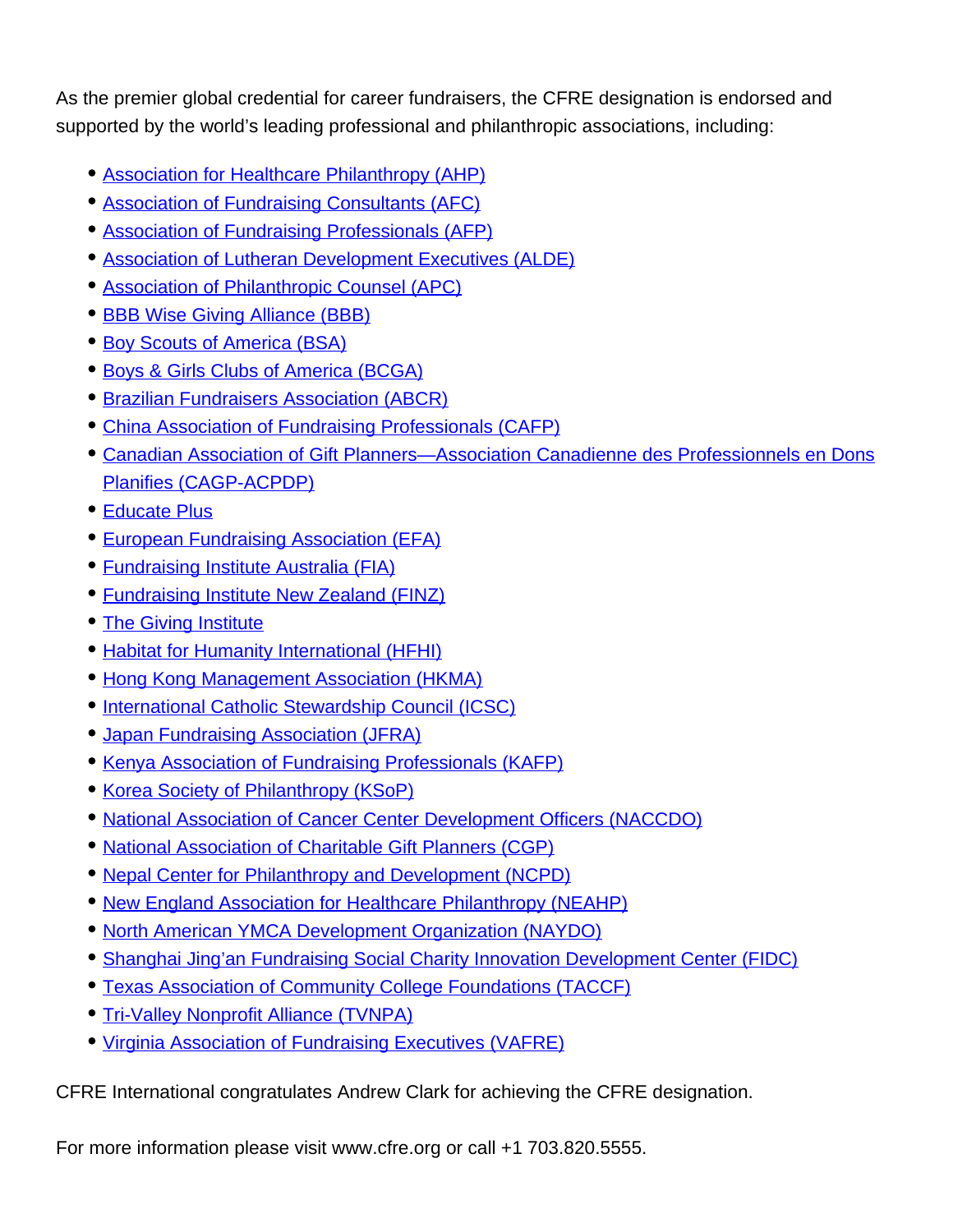As the premier global credential for career fundraisers, the CFRE designation is endorsed and supported by the world's leading professional and philanthropic associations, including:

- Association for Healthcare Philanthropy (AHP)
- Association of Fundraising Consultants (AFC)
- Association of Fundraising Professionals (AFP)
- Association of Lutheran Development Executives (ALDE)
- Association of Philanthropic Counsel (APC)
- BBB Wise Giving Alliance (BBB)
- Boy Scouts of America (BSA)
- Boys & Girls Clubs of America (BCGA)
- Brazilian Fundraisers Association (ABCR)
- China Association of Fundraising Professionals (CAFP)
- Canadian Association of Gift Planners—Association Canadienne des Professionnels en Dons Planifies (CAGP-ACPDP)
- Educate Plus
- European Fundraising Association (EFA)
- Fundraising Institute Australia (FIA)
- Fundraising Institute New Zealand (FINZ)
- The Giving Institute
- Habitat for Humanity International (HFHI)
- Hong Kong Management Association (HKMA)
- International Catholic Stewardship Council (ICSC)
- Japan Fundraising Association (JFRA)
- Kenya Association of Fundraising Professionals (KAFP)
- Korea Society of Philanthropy (KSoP)
- National Association of Cancer Center Development Officers (NACCDO)
- National Association of Charitable Gift Planners (CGP)
- Nepal Center for Philanthropy and Development (NCPD)
- New England Association for Healthcare Philanthropy (NEAHP)
- North American YMCA Development Organization (NAYDO)
- Shanghai Jing'an Fundraising Social Charity Innovation Development Center (FIDC)
- Texas Association of Community College Foundations (TACCF)
- Tri-Valley Nonprofit Alliance (TVNPA)
- Virginia Association of Fundraising Executives (VAFRE)

CFRE International congratulates Andrew Clark for achieving the CFRE designation.

For more information please visit www.cfre.org or call +1 703.820.5555.